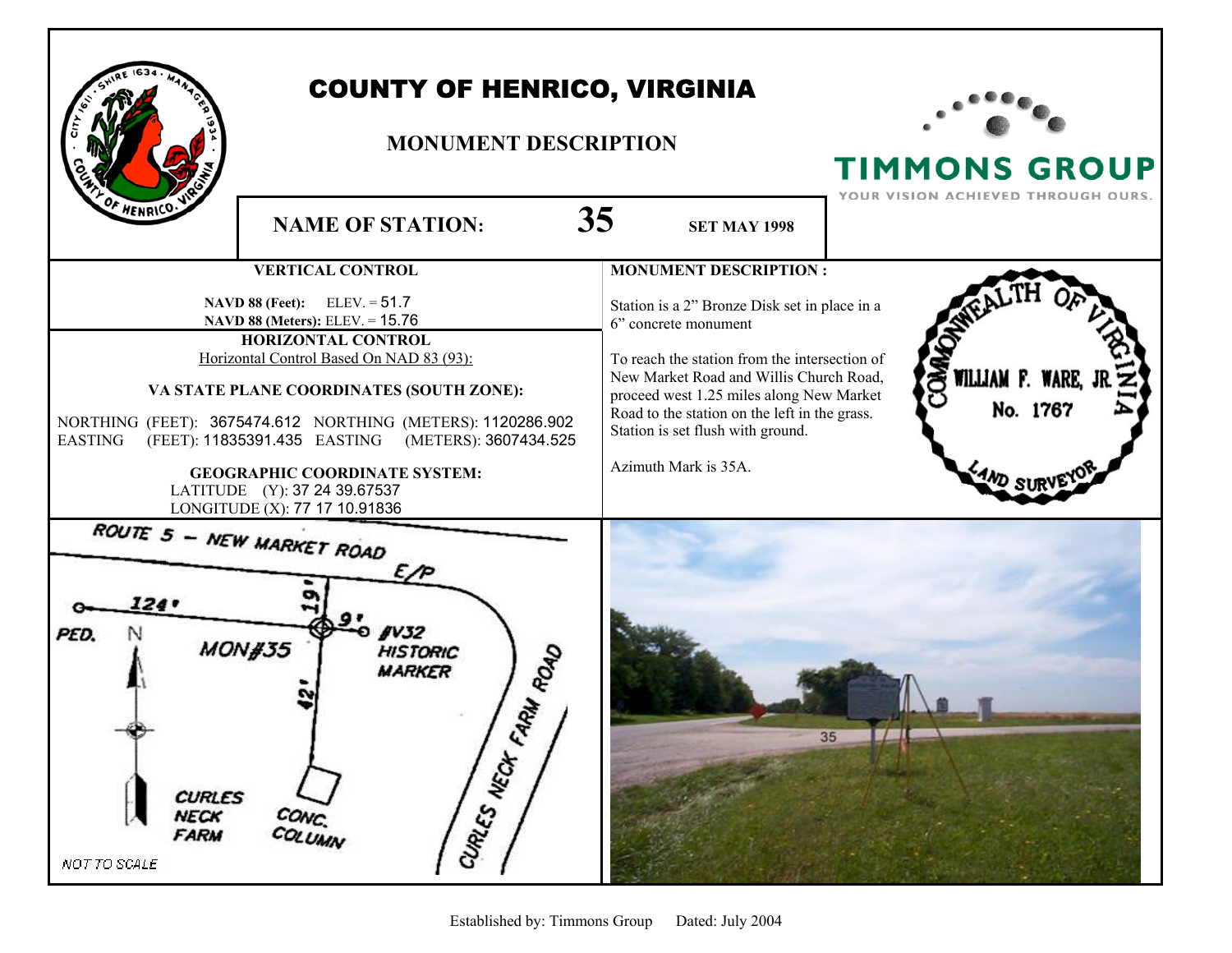# COUNTY OF HENRICO, VIRGINIA

## MONUMENT DESCRIPTION

TIMMONS GROUP
YOUR VISION ACHIEVED THROUGH OURS.

**NAME OF STATION:** **35** **SET MAY 1998**

### VERTICAL CONTROL

**NAVD 88 (Feet):** ELEV. = 51.7
**NAVD 88 (Meters):** ELEV. = 15.76

### HORIZONTAL CONTROL

Horizontal Control Based On NAD 83 (93):

**VA STATE PLANE COORDINATES (SOUTH ZONE):**

NORTHING (FEET): 3675474.612 NORTHING (METERS): 1120286.902
EASTING (FEET): 11835391.435 EASTING (METERS): 3607434.525

**GEOGRAPHIC COORDINATE SYSTEM:**

LATITUDE (Y): 37 24 39.67537
LONGITUDE (X): 77 17 10.91836

### MONUMENT DESCRIPTION :

Station is a 2" Bronze Disk set in place in a 6" concrete monument

To reach the station from the intersection of New Market Road and Willis Church Road, proceed west 1.25 miles along New Market Road to the station on the left in the grass. Station is set flush with ground.

Azimuth Mark is 35A.

COMMONWEALTH OF VIRGINIA
WILLIAM F. WARE, JR.
No. 1767
LAND SURVEYOR

ROUTE 5 – NEW MARKET ROAD
E/P
124'
PED.
N
19'
9'
MON#35
#V32 HISTORIC MARKER
42'
CURLES NECK FARM ROAD
CURLES NECK FARM
CONC. COLUMN
NOT TO SCALE

35

Established by: Timmons Group Dated: July 2004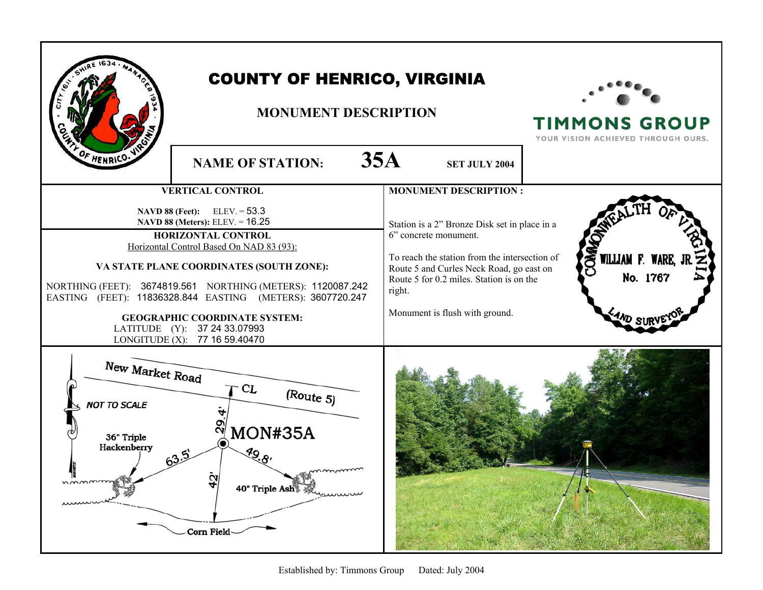# COUNTY OF HENRICO, VIRGINIA

## MONUMENT DESCRIPTION

TIMMONS GROUP
YOUR VISION ACHIEVED THROUGH OURS.

**NAME OF STATION:** **35A** **SET JULY 2004**

### VERTICAL CONTROL

**NAVD 88 (Feet):** ELEV. = 53.3
**NAVD 88 (Meters):** ELEV. = 16.25

### HORIZONTAL CONTROL

Horizontal Control Based On NAD 83 (93):

**VA STATE PLANE COORDINATES (SOUTH ZONE):**

NORTHING (FEET): 3674819.561 NORTHING (METERS): 1120087.242
EASTING (FEET): 11836328.844 EASTING (METERS): 3607720.247

**GEOGRAPHIC COORDINATE SYSTEM:**

LATITUDE (Y): 37 24 33.07993
LONGITUDE (X): 77 16 59.40470

### MONUMENT DESCRIPTION :

Station is a 2” Bronze Disk set in place in a 6” concrete monument.

To reach the station from the intersection of Route 5 and Curles Neck Road, go east on Route 5 for 0.2 miles. Station is on the right.

Monument is flush with ground.

COMMONWEALTH OF VIRGINIA
WILLIAM F. WARE, JR.
No. 1767
LAND SURVEYOR

New Market Road
(Route 5)
CL
NOT TO SCALE
29.4'
MON#35A
36" Triple Hackenberry
63.5'
49.8'
42'
40" Triple Ash
Corn Field

Established by: Timmons Group Dated: July 2004